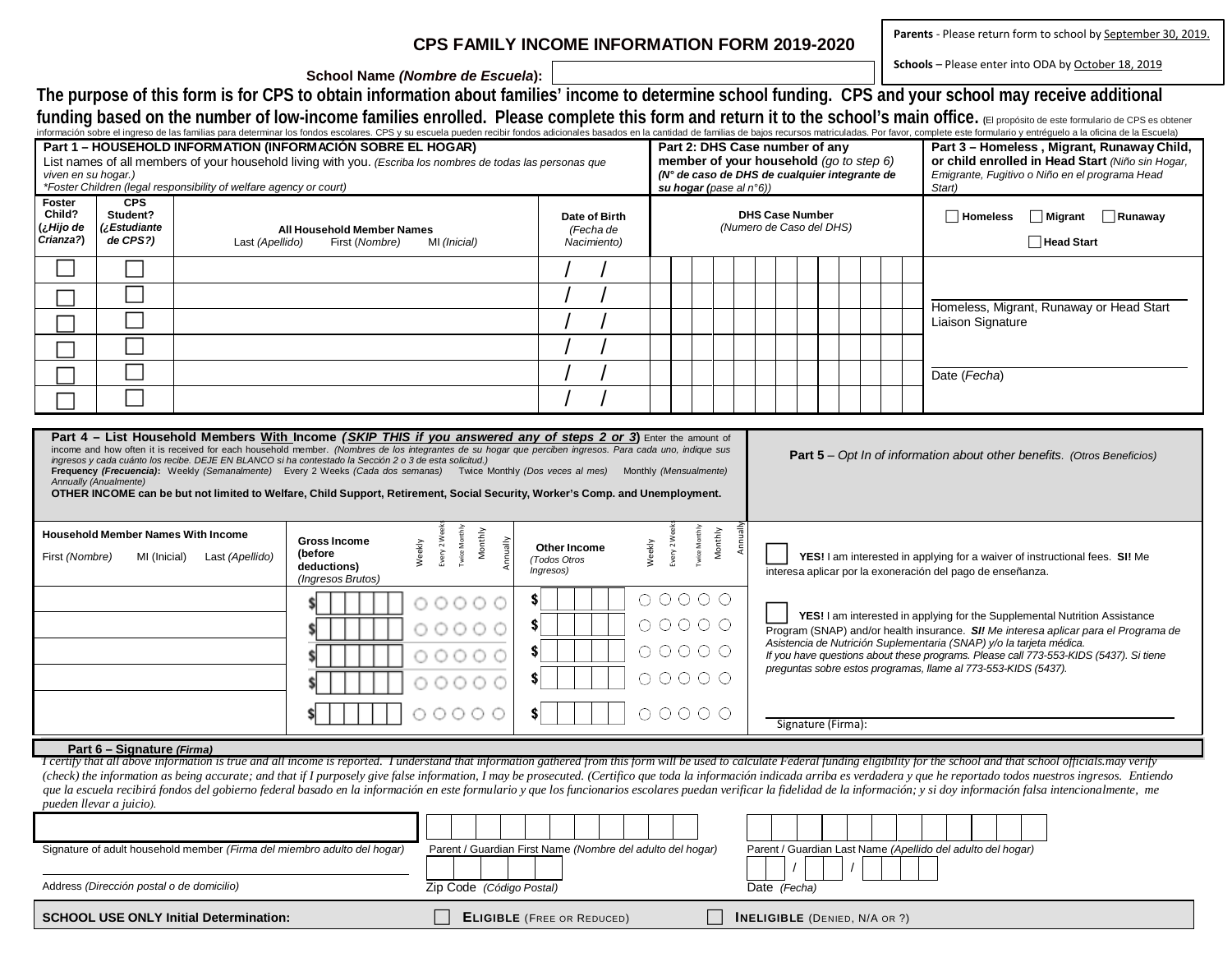Parents - Please return form to school by September 30, 2019.

Schools – Please enter into ODA by October 18, 2019

# CPS FAMILY INCOME INFORMATION FORM 2019-2020

**School Name *(Nombre de Escuela)*:**

**The purpose of this form is for CPS to obtain information about families' income to determine school funding. CPS and your school may receive additional funding based on the number of low-income families enrolled. Please complete this form and return it to the school's main office.** (El propósito de este formulario de CPS es obtener información sobre el ingreso de las familias para determinar los fondos escolares. CPS y su escuela pueden recibir fondos adicionales basados en la cantidad de familias de bajos recursos matriculadas. Por favor, complete este formulario y entréguelo a la oficina de la Escuela)

**Part 1 – HOUSEHOLD INFORMATION (INFORMACIÓN SOBRE EL HOGAR)**
List names of all members of your household living with you. *(Escriba los nombres de todas las personas que viven en su hogar.)*
*\*Foster Children (legal responsibility of welfare agency or court)*

**Part 2: DHS Case number of any member of your household** *(go to step 6)*
***(N° de caso de DHS de cualquier integrante de su hogar** (pase al n°6))*

**Part 3 – Homeless , Migrant, Runaway Child, or child enrolled in Head Start** *(Niño sin Hogar, Emigrante, Fugitivo o Niño en el programa Head Start)*

| Foster Child? (¿Hijo de Crianza?) | CPS Student? (¿Estudiante de CPS?) | All Household Member Names Last *(Apellido)* First *(Nombre)* MI *(Inicial)* | Date of Birth *(Fecha de Nacimiento)* | DHS Case Number *(Numero de Caso del DHS)* |
|---|---|---|---|---|
| ☐ | ☐ | | / / | |
| ☐ | ☐ | | / / | |
| ☐ | ☐ | | / / | |
| ☐ | ☐ | | / / | |
| ☐ | ☐ | | / / | |
| ☐ | ☐ | | / / | |

☐ Homeless ☐ Migrant ☐ Runaway

☐ Head Start

Homeless, Migrant, Runaway or Head Start Liaison Signature

Date *(Fecha)*

**Part 4 – List Household Members With Income (*SKIP THIS if you answered any of steps 2 or 3*)** Enter the amount of income and how often it is received for each household member. *(Nombres de los integrantes de su hogar que perciben ingresos. Para cada uno, indique sus ingresos y cada cuánto los recibe. DEJE EN BLANCO si ha contestado la Sección 2 o 3 de esta solicitud.)*
**Frequency (Frecuencia):** Weekly *(Semanalmente)* Every 2 Weeks *(Cada dos semanas)* Twice Monthly *(Dos veces al mes)* Monthly *(Mensualmente)* Annually *(Anualmente)*
**OTHER INCOME can be but not limited to Welfare, Child Support, Retirement, Social Security, Worker's Comp. and Unemployment.**

| Household Member Names With Income First *(Nombre)* MI (Inicial) Last *(Apellido)* | Gross Income (before deductions) *(Ingresos Brutos)* | Weekly | Every 2 Weeks | Twice Monthly | Monthly | Annually | Other Income *(Todos Otros Ingresos)* | Weekly | Every 2 Weeks | Twice Monthly | Monthly | Annually |
|---|---|---|---|---|---|---|---|---|---|---|---|---|
| | $ | ○ | ○ | ○ | ○ | ○ | $ | ○ | ○ | ○ | ○ | ○ |
| | $ | ○ | ○ | ○ | ○ | ○ | $ | ○ | ○ | ○ | ○ | ○ |
| | $ | ○ | ○ | ○ | ○ | ○ | $ | ○ | ○ | ○ | ○ | ○ |
| | $ | ○ | ○ | ○ | ○ | ○ | $ | ○ | ○ | ○ | ○ | ○ |
| | $ | ○ | ○ | ○ | ○ | ○ | $ | ○ | ○ | ○ | ○ | ○ |

**Part 5** – *Opt In of information about other benefits. (Otros Beneficios)*

☐ **YES!** I am interested in applying for a waiver of instructional fees. **SI!** Me interesa aplicar por la exoneración del pago de enseñanza.

☐ **YES!** I am interested in applying for the Supplemental Nutrition Assistance Program (SNAP) and/or health insurance. ***SI!** Me interesa aplicar para el Programa de Asistencia de Nutrición Suplementaria (SNAP) y/o la tarjeta médica.*
*If you have questions about these programs. Please call 773-553-KIDS (5437). Si tiene preguntas sobre estos programas, llame al 773-553-KIDS (5437).*

Signature (Firma):

**Part 6 – Signature *(Firma)***

*I certify that all above information is true and all income is reported. I understand that information gathered from this form will be used to calculate Federal funding eligibility for the school and that school officials may verify (check) the information as being accurate; and that if I purposely give false information, I may be prosecuted. (Certifico que toda la información indicada arriba es verdadera y que he reportado todos nuestros ingresos. Entiendo que la escuela recibirá fondos del gobierno federal basado en la información en este formulario y que los funcionarios escolares puedan verificar la fidelidad de la información; y si doy información falsa intencionalmente, me pueden llevar a juicio).*

Signature of adult household member *(Firma del miembro adulto del hogar)*

Parent / Guardian First Name *(Nombre del adulto del hogar)*

Parent / Guardian Last Name *(Apellido del adulto del hogar)*

Address *(Dirección postal o de domicilio)*

Zip Code *(Código Postal)*

Date *(Fecha)* / /

**SCHOOL USE ONLY Initial Determination:** ☐ **ELIGIBLE** (FREE OR REDUCED) ☐ **INELIGIBLE** (DENIED, N/A OR ?)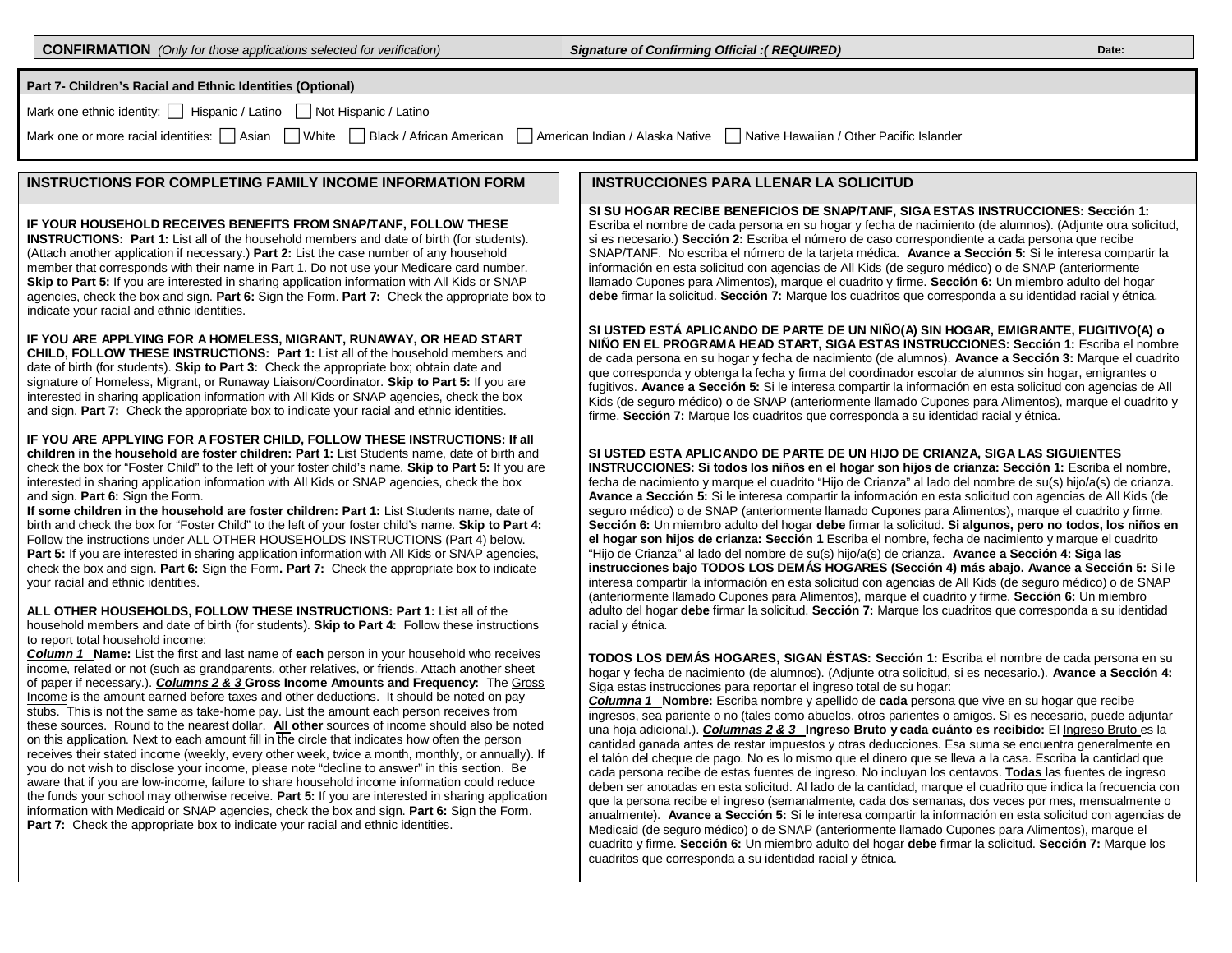**CONFIRMATION** *(Only for those applications selected for verification)* ***Signature of Confirming Official :( REQUIRED)*** **Date:**

**Part 7- Children's Racial and Ethnic Identities (Optional)**

Mark one ethnic identity: ☐ Hispanic / Latino ☐ Not Hispanic / Latino

Mark one or more racial identities: ☐ Asian ☐ White ☐ Black / African American ☐ American Indian / Alaska Native ☐ Native Hawaiian / Other Pacific Islander

## INSTRUCTIONS FOR COMPLETING FAMILY INCOME INFORMATION FORM

**IF YOUR HOUSEHOLD RECEIVES BENEFITS FROM SNAP/TANF, FOLLOW THESE INSTRUCTIONS: Part 1:** List all of the household members and date of birth (for students). (Attach another application if necessary.) **Part 2:** List the case number of any household member that corresponds with their name in Part 1. Do not use your Medicare card number. **Skip to Part 5:** If you are interested in sharing application information with All Kids or SNAP agencies, check the box and sign. **Part 6:** Sign the Form. **Part 7:** Check the appropriate box to indicate your racial and ethnic identities.

**IF YOU ARE APPLYING FOR A HOMELESS, MIGRANT, RUNAWAY, OR HEAD START CHILD, FOLLOW THESE INSTRUCTIONS: Part 1:** List all of the household members and date of birth (for students). **Skip to Part 3:** Check the appropriate box; obtain date and signature of Homeless, Migrant, or Runaway Liaison/Coordinator. **Skip to Part 5:** If you are interested in sharing application information with All Kids or SNAP agencies, check the box and sign. **Part 7:** Check the appropriate box to indicate your racial and ethnic identities.

**IF YOU ARE APPLYING FOR A FOSTER CHILD, FOLLOW THESE INSTRUCTIONS: If all children in the household are foster children: Part 1:** List Students name, date of birth and check the box for "Foster Child" to the left of your foster child's name. **Skip to Part 5:** If you are interested in sharing application information with All Kids or SNAP agencies, check the box and sign. **Part 6:** Sign the Form.
**If some children in the household are foster children: Part 1:** List Students name, date of birth and check the box for "Foster Child" to the left of your foster child's name. **Skip to Part 4:** Follow the instructions under ALL OTHER HOUSEHOLDS INSTRUCTIONS (Part 4) below. **Part 5:** If you are interested in sharing application information with All Kids or SNAP agencies, check the box and sign. **Part 6:** Sign the Form**. Part 7:** Check the appropriate box to indicate your racial and ethnic identities.

**ALL OTHER HOUSEHOLDS, FOLLOW THESE INSTRUCTIONS: Part 1:** List all of the household members and date of birth (for students). **Skip to Part 4:** Follow these instructions to report total household income:
***Column 1*** **Name:** List the first and last name of **each** person in your household who receives income, related or not (such as grandparents, other relatives, or friends. Attach another sheet of paper if necessary.). ***Columns 2 & 3*** **Gross Income Amounts and Frequency:** The Gross Income is the amount earned before taxes and other deductions. It should be noted on pay stubs. This is not the same as take-home pay. List the amount each person receives from these sources. Round to the nearest dollar. **All other** sources of income should also be noted on this application. Next to each amount fill in the circle that indicates how often the person receives their stated income (weekly, every other week, twice a month, monthly, or annually). If you do not wish to disclose your income, please note "decline to answer" in this section. Be aware that if you are low-income, failure to share household income information could reduce the funds your school may otherwise receive. **Part 5:** If you are interested in sharing application information with Medicaid or SNAP agencies, check the box and sign. **Part 6:** Sign the Form. **Part 7:** Check the appropriate box to indicate your racial and ethnic identities.

## INSTRUCCIONES PARA LLENAR LA SOLICITUD

**SI SU HOGAR RECIBE BENEFICIOS DE SNAP/TANF, SIGA ESTAS INSTRUCCIONES: Sección 1:** Escriba el nombre de cada persona en su hogar y fecha de nacimiento (de alumnos). (Adjunte otra solicitud, si es necesario.) **Sección 2:** Escriba el número de caso correspondiente a cada persona que recibe SNAP/TANF. No escriba el número de la tarjeta médica. **Avance a Sección 5:** Si le interesa compartir la información en esta solicitud con agencias de All Kids (de seguro médico) o de SNAP (anteriormente llamado Cupones para Alimentos), marque el cuadrito y firme. **Sección 6:** Un miembro adulto del hogar **debe** firmar la solicitud. **Sección 7:** Marque los cuadritos que corresponda a su identidad racial y étnica.

**SI USTED ESTÁ APLICANDO DE PARTE DE UN NIÑO(A) SIN HOGAR, EMIGRANTE, FUGITIVO(A) o NIÑO EN EL PROGRAMA HEAD START, SIGA ESTAS INSTRUCCIONES: Sección 1:** Escriba el nombre de cada persona en su hogar y fecha de nacimiento (de alumnos). **Avance a Sección 3:** Marque el cuadrito que corresponda y obtenga la fecha y firma del coordinador escolar de alumnos sin hogar, emigrantes o fugitivos. **Avance a Sección 5:** Si le interesa compartir la información en esta solicitud con agencias de All Kids (de seguro médico) o de SNAP (anteriormente llamado Cupones para Alimentos), marque el cuadrito y firme. **Sección 7:** Marque los cuadritos que corresponda a su identidad racial y étnica.

**SI USTED ESTA APLICANDO DE PARTE DE UN HIJO DE CRIANZA, SIGA LAS SIGUIENTES INSTRUCCIONES: Si todos los niños en el hogar son hijos de crianza: Sección 1:** Escriba el nombre, fecha de nacimiento y marque el cuadrito "Hijo de Crianza" al lado del nombre de su(s) hijo/a(s) de crianza. **Avance a Sección 5:** Si le interesa compartir la información en esta solicitud con agencias de All Kids (de seguro médico) o de SNAP (anteriormente llamado Cupones para Alimentos), marque el cuadrito y firme. **Sección 6:** Un miembro adulto del hogar **debe** firmar la solicitud. **Si algunos, pero no todos, los niños en el hogar son hijos de crianza: Sección 1** Escriba el nombre, fecha de nacimiento y marque el cuadrito "Hijo de Crianza" al lado del nombre de su(s) hijo/a(s) de crianza. **Avance a Sección 4: Siga las instrucciones bajo TODOS LOS DEMÁS HOGARES (Sección 4) más abajo. Avance a Sección 5:** Si le interesa compartir la información en esta solicitud con agencias de All Kids (de seguro médico) o de SNAP (anteriormente llamado Cupones para Alimentos), marque el cuadrito y firme. **Sección 6:** Un miembro adulto del hogar **debe** firmar la solicitud. **Sección 7:** Marque los cuadritos que corresponda a su identidad racial y étnica.

**TODOS LOS DEMÁS HOGARES, SIGAN ÉSTAS: Sección 1:** Escriba el nombre de cada persona en su hogar y fecha de nacimiento (de alumnos). (Adjunte otra solicitud, si es necesario.). **Avance a Sección 4:** Siga estas instrucciones para reportar el ingreso total de su hogar:
***Columna 1*** **Nombre:** Escriba nombre y apellido de **cada** persona que vive en su hogar que recibe ingresos, sea pariente o no (tales como abuelos, otros parientes o amigos. Si es necesario, puede adjuntar una hoja adicional.). ***Columnas 2 & 3*** **Ingreso Bruto y cada cuánto es recibido:** El Ingreso Bruto es la cantidad ganada antes de restar impuestos y otras deducciones. Esa suma se encuentra generalmente en el talón del cheque de pago. No es lo mismo que el dinero que se lleva a la casa. Escriba la cantidad que cada persona recibe de estas fuentes de ingreso. No incluyan los centavos. **Todas** las fuentes de ingreso deben ser anotadas en esta solicitud. Al lado de la cantidad, marque el cuadrito que indica la frecuencia con que la persona recibe el ingreso (semanalmente, cada dos semanas, dos veces por mes, mensualmente o anualmente). **Avance a Sección 5:** Si le interesa compartir la información en esta solicitud con agencias de Medicaid (de seguro médico) o de SNAP (anteriormente llamado Cupones para Alimentos), marque el cuadrito y firme. **Sección 6:** Un miembro adulto del hogar **debe** firmar la solicitud. **Sección 7:** Marque los cuadritos que corresponda a su identidad racial y étnica.